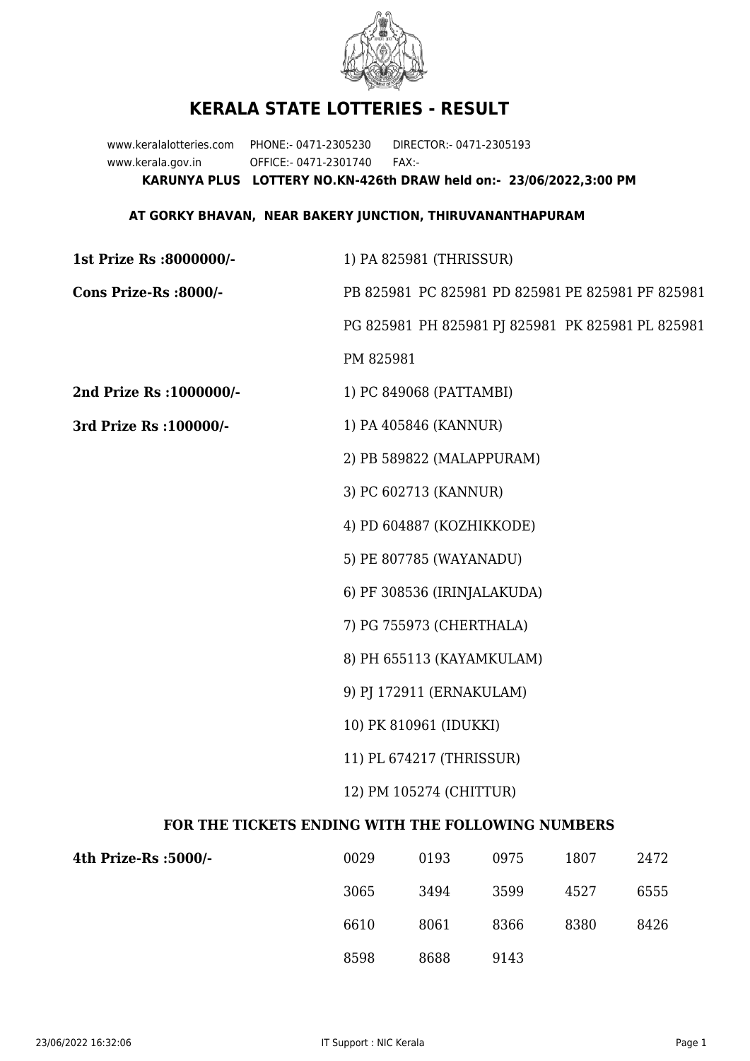# KERALA STATE LOTTERIES - RESULT

www.keralalotteries.com PHONE:- 0471-2305230 DIRECTOR:- 0471-2305193

www.kerala.gov.in OFFICE:- 0471-2301740 FAX:-

**KARUNYA PLUS LOTTERY NO.KN-426th DRAW held on:- 23/06/2022,3:00 PM**

**AT GORKY BHAVAN, NEAR BAKERY JUNCTION, THIRUVANANTHAPURAM**

**1st Prize Rs :8000000/-** 1) PA 825981 (THRISSUR)

**Cons Prize-Rs :8000/-** PB 825981 PC 825981 PD 825981 PE 825981 PF 825981 PG 825981 PH 825981 PJ 825981 PK 825981 PL 825981 PM 825981

**2nd Prize Rs :1000000/-** 1) PC 849068 (PATTAMBI)

**3rd Prize Rs :100000/-**

1) PA 405846 (KANNUR)
2) PB 589822 (MALAPPURAM)
3) PC 602713 (KANNUR)
4) PD 604887 (KOZHIKKODE)
5) PE 807785 (WAYANADU)
6) PF 308536 (IRINJALAKUDA)
7) PG 755973 (CHERTHALA)
8) PH 655113 (KAYAMKULAM)
9) PJ 172911 (ERNAKULAM)
10) PK 810961 (IDUKKI)
11) PL 674217 (THRISSUR)
12) PM 105274 (CHITTUR)

### FOR THE TICKETS ENDING WITH THE FOLLOWING NUMBERS

**4th Prize-Rs :5000/-**

| | | | | |
|---|---|---|---|---|
| 0029 | 0193 | 0975 | 1807 | 2472 |
| 3065 | 3494 | 3599 | 4527 | 6555 |
| 6610 | 8061 | 8366 | 8380 | 8426 |
| 8598 | 8688 | 9143 | | |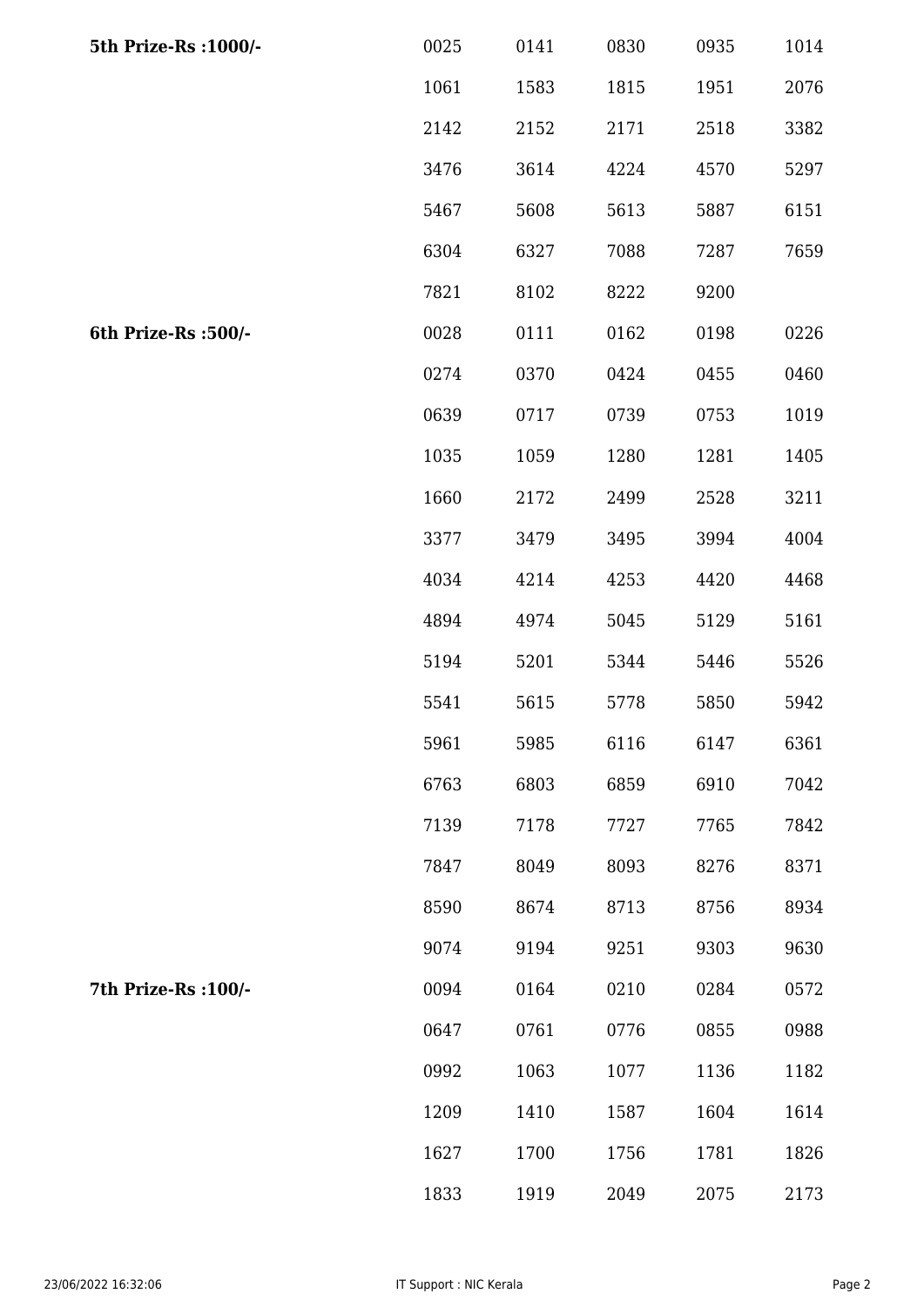| | | | | | |
|---|---|---|---|---|---|
| **5th Prize-Rs :1000/-** | 0025 | 0141 | 0830 | 0935 | 1014 |
| | 1061 | 1583 | 1815 | 1951 | 2076 |
| | 2142 | 2152 | 2171 | 2518 | 3382 |
| | 3476 | 3614 | 4224 | 4570 | 5297 |
| | 5467 | 5608 | 5613 | 5887 | 6151 |
| | 6304 | 6327 | 7088 | 7287 | 7659 |
| | 7821 | 8102 | 8222 | 9200 | |
| **6th Prize-Rs :500/-** | 0028 | 0111 | 0162 | 0198 | 0226 |
| | 0274 | 0370 | 0424 | 0455 | 0460 |
| | 0639 | 0717 | 0739 | 0753 | 1019 |
| | 1035 | 1059 | 1280 | 1281 | 1405 |
| | 1660 | 2172 | 2499 | 2528 | 3211 |
| | 3377 | 3479 | 3495 | 3994 | 4004 |
| | 4034 | 4214 | 4253 | 4420 | 4468 |
| | 4894 | 4974 | 5045 | 5129 | 5161 |
| | 5194 | 5201 | 5344 | 5446 | 5526 |
| | 5541 | 5615 | 5778 | 5850 | 5942 |
| | 5961 | 5985 | 6116 | 6147 | 6361 |
| | 6763 | 6803 | 6859 | 6910 | 7042 |
| | 7139 | 7178 | 7727 | 7765 | 7842 |
| | 7847 | 8049 | 8093 | 8276 | 8371 |
| | 8590 | 8674 | 8713 | 8756 | 8934 |
| | 9074 | 9194 | 9251 | 9303 | 9630 |
| **7th Prize-Rs :100/-** | 0094 | 0164 | 0210 | 0284 | 0572 |
| | 0647 | 0761 | 0776 | 0855 | 0988 |
| | 0992 | 1063 | 1077 | 1136 | 1182 |
| | 1209 | 1410 | 1587 | 1604 | 1614 |
| | 1627 | 1700 | 1756 | 1781 | 1826 |
| | 1833 | 1919 | 2049 | 2075 | 2173 |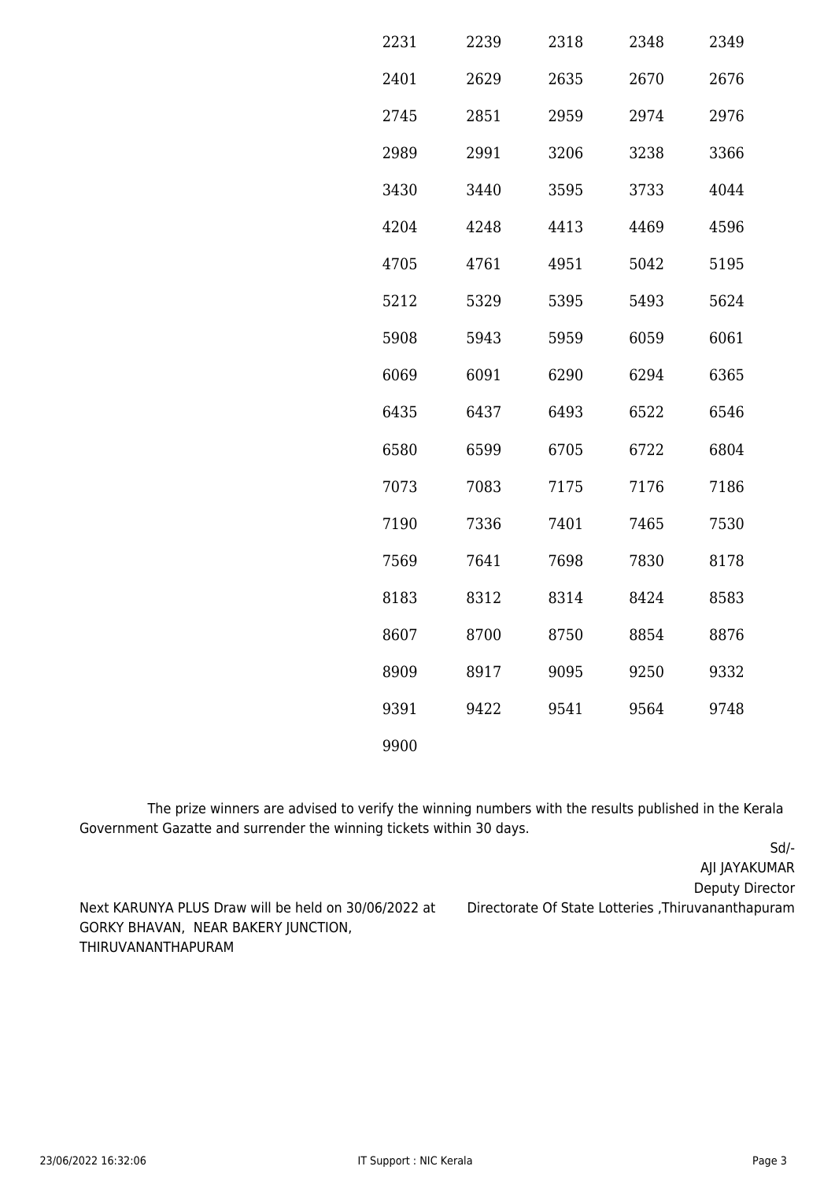| | | | | |
|---|---|---|---|---|
| 2231 | 2239 | 2318 | 2348 | 2349 |
| 2401 | 2629 | 2635 | 2670 | 2676 |
| 2745 | 2851 | 2959 | 2974 | 2976 |
| 2989 | 2991 | 3206 | 3238 | 3366 |
| 3430 | 3440 | 3595 | 3733 | 4044 |
| 4204 | 4248 | 4413 | 4469 | 4596 |
| 4705 | 4761 | 4951 | 5042 | 5195 |
| 5212 | 5329 | 5395 | 5493 | 5624 |
| 5908 | 5943 | 5959 | 6059 | 6061 |
| 6069 | 6091 | 6290 | 6294 | 6365 |
| 6435 | 6437 | 6493 | 6522 | 6546 |
| 6580 | 6599 | 6705 | 6722 | 6804 |
| 7073 | 7083 | 7175 | 7176 | 7186 |
| 7190 | 7336 | 7401 | 7465 | 7530 |
| 7569 | 7641 | 7698 | 7830 | 8178 |
| 8183 | 8312 | 8314 | 8424 | 8583 |
| 8607 | 8700 | 8750 | 8854 | 8876 |
| 8909 | 8917 | 9095 | 9250 | 9332 |
| 9391 | 9422 | 9541 | 9564 | 9748 |
| 9900 | | | | |

The prize winners are advised to verify the winning numbers with the results published in the Kerala Government Gazatte and surrender the winning tickets within 30 days.

Sd/-
AJI JAYAKUMAR
Deputy Director
Directorate Of State Lotteries ,Thiruvananthapuram

Next KARUNYA PLUS Draw will be held on 30/06/2022 at GORKY BHAVAN, NEAR BAKERY JUNCTION, THIRUVANANTHAPURAM